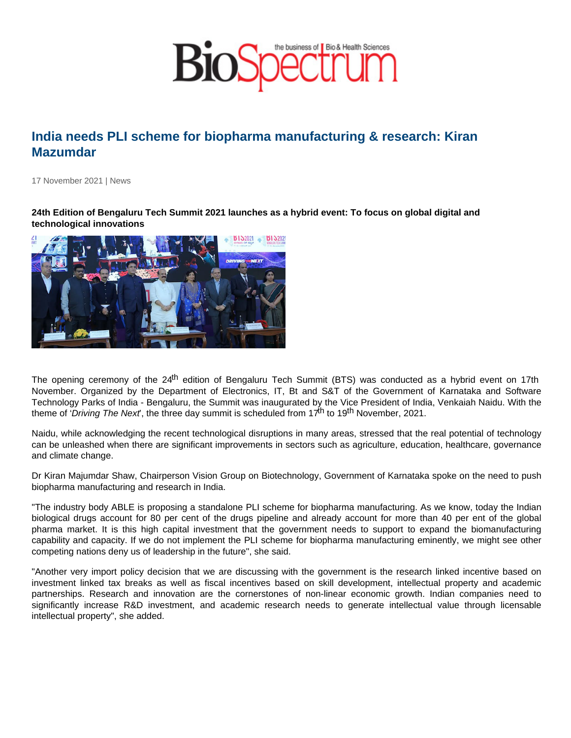# India needs PLI scheme for biopharma manufacturing & research: Kiran Mazumdar

17 November 2021 | News

**24th Edition of Bengaluru Tech Summit 2021 launches as a hybrid event: To focus on global digital and technological innovations**

The opening ceremony of the 24th edition of Bengaluru Tech Summit (BTS) was conducted as a hybrid event on 17th November. Organized by the Department of Electronics, IT, Bt and S&T of the Government of Karnataka and Software Technology Parks of India - Bengaluru, the Summit was inaugurated by the Vice President of India, Venkaiah Naidu. With the theme of '*Driving The Next*', the three day summit is scheduled from 17th to 19th November, 2021.

Naidu, while acknowledging the recent technological disruptions in many areas, stressed that the real potential of technology can be unleashed when there are significant improvements in sectors such as agriculture, education, healthcare, governance and climate change.

Dr Kiran Majumdar Shaw, Chairperson Vision Group on Biotechnology, Government of Karnataka spoke on the need to push biopharma manufacturing and research in India.

"The industry body ABLE is proposing a standalone PLI scheme for biopharma manufacturing. As we know, today the Indian biological drugs account for 80 per cent of the drugs pipeline and already account for more than 40 per ent of the global pharma market. It is this high capital investment that the government needs to support to expand the biomanufacturing capability and capacity. If we do not implement the PLI scheme for biopharma manufacturing eminently, we might see other competing nations deny us of leadership in the future", she said.

"Another very import policy decision that we are discussing with the government is the research linked incentive based on investment linked tax breaks as well as fiscal incentives based on skill development, intellectual property and academic partnerships. Research and innovation are the cornerstones of non-linear economic growth. Indian companies need to significantly increase R&D investment, and academic research needs to generate intellectual value through licensable intellectual property", she added.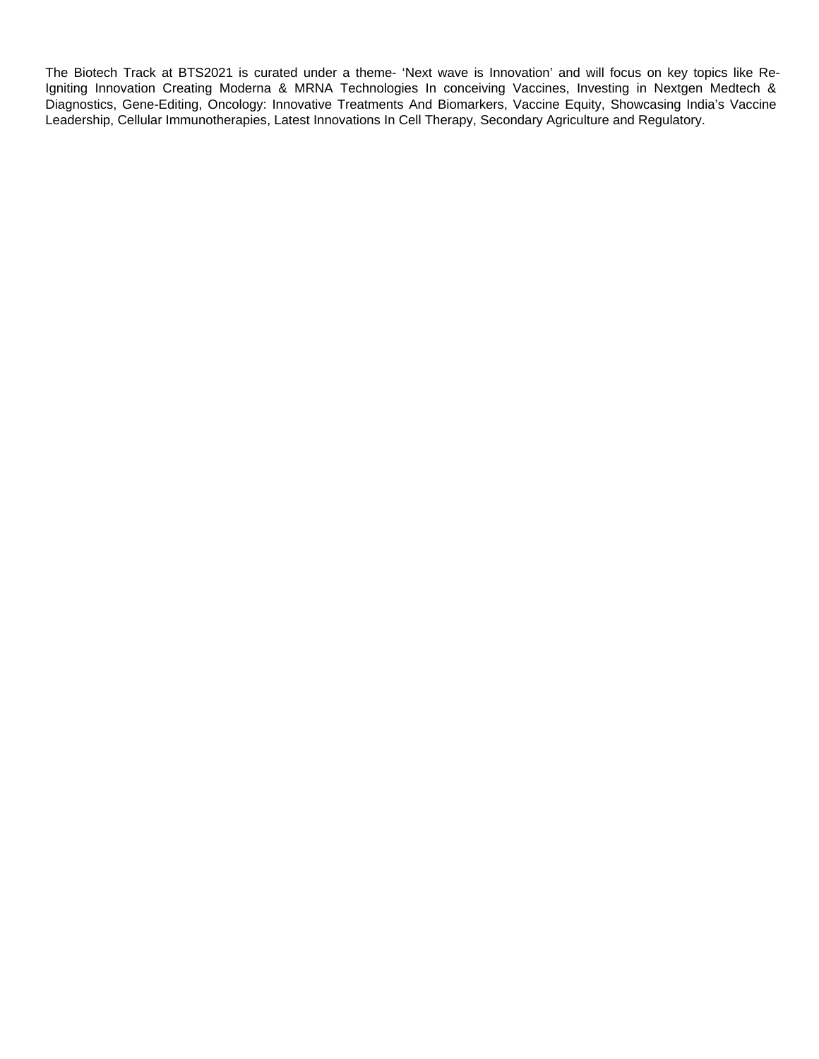The Biotech Track at BTS2021 is curated under a theme- 'Next wave is Innovation' and will focus on key topics like Re-Igniting Innovation Creating Moderna & MRNA Technologies In conceiving Vaccines, Investing in Nextgen Medtech & Diagnostics, Gene-Editing, Oncology: Innovative Treatments And Biomarkers, Vaccine Equity, Showcasing India's Vaccine Leadership, Cellular Immunotherapies, Latest Innovations In Cell Therapy, Secondary Agriculture and Regulatory.